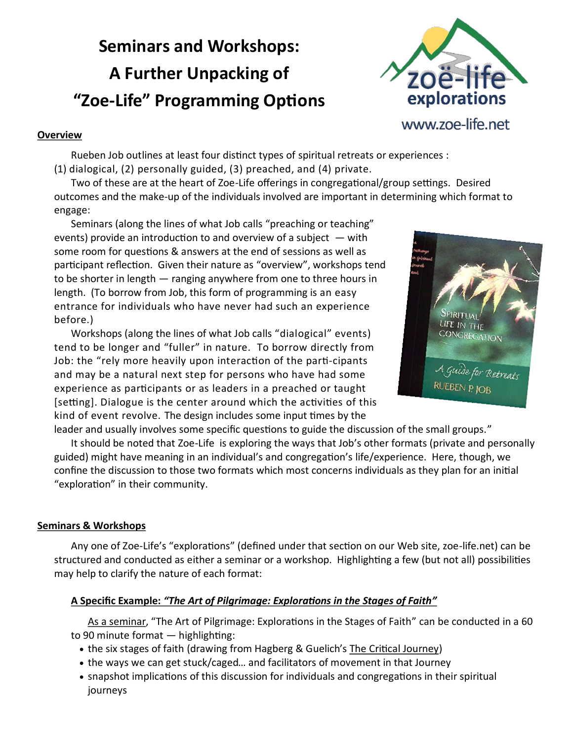# Seminars and Workshops: A Further Unpacking of "Zoe-Life" Programming Options

zoë-life explorations
www.zoe-life.net

**Overview**

Rueben Job outlines at least four distinct types of spiritual retreats or experiences : (1) dialogical, (2) personally guided, (3) preached, and (4) private.

Two of these are at the heart of Zoe-Life offerings in congregational/group settings. Desired outcomes and the make-up of the individuals involved are important in determining which format to engage:

Seminars (along the lines of what Job calls "preaching or teaching" events) provide an introduction to and overview of a subject — with some room for questions & answers at the end of sessions as well as participant reflection. Given their nature as "overview", workshops tend to be shorter in length — ranging anywhere from one to three hours in length. (To borrow from Job, this form of programming is an easy entrance for individuals who have never had such an experience before.)

Workshops (along the lines of what Job calls "dialogical" events) tend to be longer and "fuller" in nature. To borrow directly from Job: the "rely more heavily upon interaction of the parti-cipants and may be a natural next step for persons who have had some experience as participants or as leaders in a preached or taught [setting]. Dialogue is the center around which the activities of this kind of event revolve. The design includes some input times by the leader and usually involves some specific questions to guide the discussion of the small groups."

It should be noted that Zoe-Life is exploring the ways that Job's other formats (private and personally guided) might have meaning in an individual's and congregation's life/experience. Here, though, we confine the discussion to those two formats which most concerns individuals as they plan for an initial "exploration" in their community.

**Seminars & Workshops**

Any one of Zoe-Life's "explorations" (defined under that section on our Web site, zoe-life.net) can be structured and conducted as either a seminar or a workshop. Highlighting a few (but not all) possibilities may help to clarify the nature of each format:

**A Specific Example: *"The Art of Pilgrimage: Explorations in the Stages of Faith"***

As a seminar, "The Art of Pilgrimage: Explorations in the Stages of Faith" can be conducted in a 60 to 90 minute format — highlighting:

- the six stages of faith (drawing from Hagberg & Guelich's The Critical Journey)
- the ways we can get stuck/caged… and facilitators of movement in that Journey
- snapshot implications of this discussion for individuals and congregations in their spiritual journeys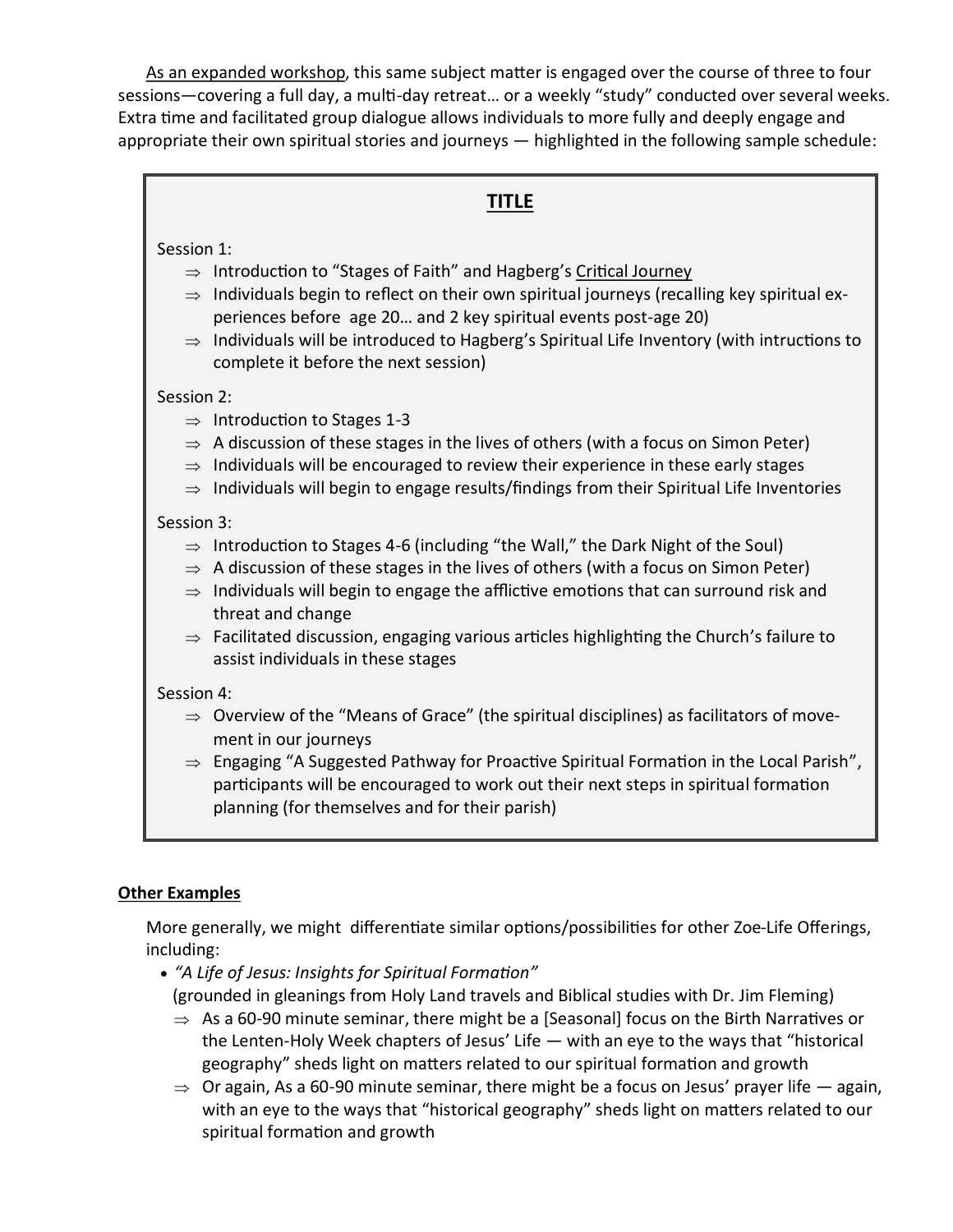As an expanded workshop, this same subject matter is engaged over the course of three to four sessions—covering a full day, a multi-day retreat… or a weekly "study" conducted over several weeks. Extra time and facilitated group dialogue allows individuals to more fully and deeply engage and appropriate their own spiritual stories and journeys — highlighted in the following sample schedule:

## TITLE

Session 1:

- ⇒ Introduction to "Stages of Faith" and Hagberg's Critical Journey
- ⇒ Individuals begin to reflect on their own spiritual journeys (recalling key spiritual experiences before age 20… and 2 key spiritual events post-age 20)
- ⇒ Individuals will be introduced to Hagberg's Spiritual Life Inventory (with intructions to complete it before the next session)

Session 2:

- ⇒ Introduction to Stages 1-3
- ⇒ A discussion of these stages in the lives of others (with a focus on Simon Peter)
- ⇒ Individuals will be encouraged to review their experience in these early stages
- ⇒ Individuals will begin to engage results/findings from their Spiritual Life Inventories

Session 3:

- ⇒ Introduction to Stages 4-6 (including "the Wall," the Dark Night of the Soul)
- ⇒ A discussion of these stages in the lives of others (with a focus on Simon Peter)
- ⇒ Individuals will begin to engage the afflictive emotions that can surround risk and threat and change
- ⇒ Facilitated discussion, engaging various articles highlighting the Church's failure to assist individuals in these stages

Session 4:

- ⇒ Overview of the "Means of Grace" (the spiritual disciplines) as facilitators of movement in our journeys
- ⇒ Engaging "A Suggested Pathway for Proactive Spiritual Formation in the Local Parish", participants will be encouraged to work out their next steps in spiritual formation planning (for themselves and for their parish)

**Other Examples**

More generally, we might differentiate similar options/possibilities for other Zoe-Life Offerings, including:

- *"A Life of Jesus: Insights for Spiritual Formation"*
  (grounded in gleanings from Holy Land travels and Biblical studies with Dr. Jim Fleming)
  - ⇒ As a 60-90 minute seminar, there might be a [Seasonal] focus on the Birth Narratives or the Lenten-Holy Week chapters of Jesus' Life — with an eye to the ways that "historical geography" sheds light on matters related to our spiritual formation and growth
  - ⇒ Or again, As a 60-90 minute seminar, there might be a focus on Jesus' prayer life — again, with an eye to the ways that "historical geography" sheds light on matters related to our spiritual formation and growth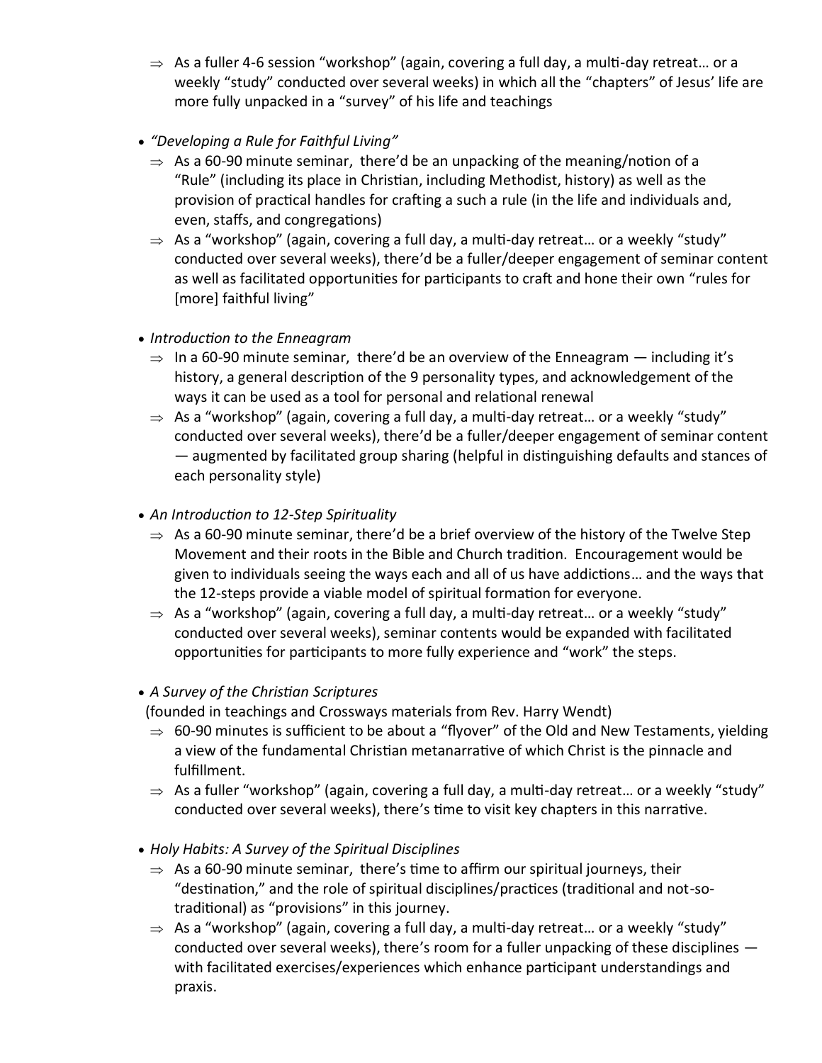- ⇒ As a fuller 4-6 session "workshop" (again, covering a full day, a multi-day retreat… or a weekly "study" conducted over several weeks) in which all the "chapters" of Jesus' life are more fully unpacked in a "survey" of his life and teachings

- *"Developing a Rule for Faithful Living"*
  - ⇒ As a 60-90 minute seminar, there'd be an unpacking of the meaning/notion of a "Rule" (including its place in Christian, including Methodist, history) as well as the provision of practical handles for crafting a such a rule (in the life and individuals and, even, staffs, and congregations)
  - ⇒ As a "workshop" (again, covering a full day, a multi-day retreat… or a weekly "study" conducted over several weeks), there'd be a fuller/deeper engagement of seminar content as well as facilitated opportunities for participants to craft and hone their own "rules for [more] faithful living"

- *Introduction to the Enneagram*
  - ⇒ In a 60-90 minute seminar, there'd be an overview of the Enneagram — including it's history, a general description of the 9 personality types, and acknowledgement of the ways it can be used as a tool for personal and relational renewal
  - ⇒ As a "workshop" (again, covering a full day, a multi-day retreat… or a weekly "study" conducted over several weeks), there'd be a fuller/deeper engagement of seminar content — augmented by facilitated group sharing (helpful in distinguishing defaults and stances of each personality style)

- *An Introduction to 12-Step Spirituality*
  - ⇒ As a 60-90 minute seminar, there'd be a brief overview of the history of the Twelve Step Movement and their roots in the Bible and Church tradition. Encouragement would be given to individuals seeing the ways each and all of us have addictions… and the ways that the 12-steps provide a viable model of spiritual formation for everyone.
  - ⇒ As a "workshop" (again, covering a full day, a multi-day retreat… or a weekly "study" conducted over several weeks), seminar contents would be expanded with facilitated opportunities for participants to more fully experience and "work" the steps.

- *A Survey of the Christian Scriptures*

  (founded in teachings and Crossways materials from Rev. Harry Wendt)
  - ⇒ 60-90 minutes is sufficient to be about a "flyover" of the Old and New Testaments, yielding a view of the fundamental Christian metanarrative of which Christ is the pinnacle and fulfillment.
  - ⇒ As a fuller "workshop" (again, covering a full day, a multi-day retreat… or a weekly "study" conducted over several weeks), there's time to visit key chapters in this narrative.

- *Holy Habits: A Survey of the Spiritual Disciplines*
  - ⇒ As a 60-90 minute seminar, there's time to affirm our spiritual journeys, their "destination," and the role of spiritual disciplines/practices (traditional and not-so-traditional) as "provisions" in this journey.
  - ⇒ As a "workshop" (again, covering a full day, a multi-day retreat… or a weekly "study" conducted over several weeks), there's room for a fuller unpacking of these disciplines — with facilitated exercises/experiences which enhance participant understandings and praxis.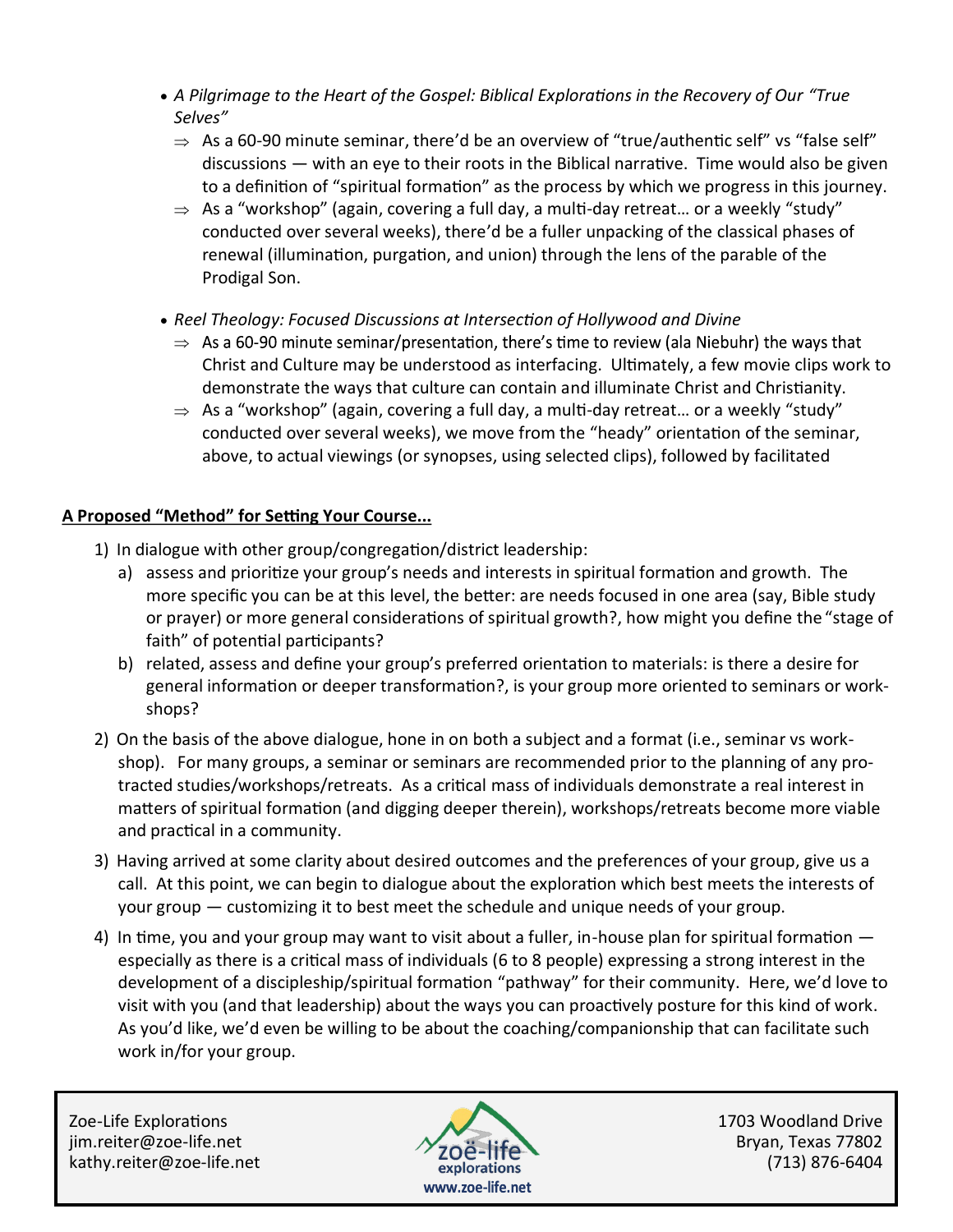- *A Pilgrimage to the Heart of the Gospel: Biblical Explorations in the Recovery of Our "True Selves"*
    - ⇒ As a 60-90 minute seminar, there'd be an overview of "true/authentic self" vs "false self" discussions — with an eye to their roots in the Biblical narrative. Time would also be given to a definition of "spiritual formation" as the process by which we progress in this journey.
    - ⇒ As a "workshop" (again, covering a full day, a multi-day retreat… or a weekly "study" conducted over several weeks), there'd be a fuller unpacking of the classical phases of renewal (illumination, purgation, and union) through the lens of the parable of the Prodigal Son.

- *Reel Theology: Focused Discussions at Intersection of Hollywood and Divine*
    - ⇒ As a 60-90 minute seminar/presentation, there's time to review (ala Niebuhr) the ways that Christ and Culture may be understood as interfacing. Ultimately, a few movie clips work to demonstrate the ways that culture can contain and illuminate Christ and Christianity.
    - ⇒ As a "workshop" (again, covering a full day, a multi-day retreat… or a weekly "study" conducted over several weeks), we move from the "heady" orientation of the seminar, above, to actual viewings (or synopses, using selected clips), followed by facilitated

**<u>A Proposed "Method" for Setting Your Course...</u>**

1) In dialogue with other group/congregation/district leadership:
    a) assess and prioritize your group's needs and interests in spiritual formation and growth. The more specific you can be at this level, the better: are needs focused in one area (say, Bible study or prayer) or more general considerations of spiritual growth?, how might you define the "stage of faith" of potential participants?
    b) related, assess and define your group's preferred orientation to materials: is there a desire for general information or deeper transformation?, is your group more oriented to seminars or workshops?
2) On the basis of the above dialogue, hone in on both a subject and a format (i.e., seminar vs workshop). For many groups, a seminar or seminars are recommended prior to the planning of any protracted studies/workshops/retreats. As a critical mass of individuals demonstrate a real interest in matters of spiritual formation (and digging deeper therein), workshops/retreats become more viable and practical in a community.
3) Having arrived at some clarity about desired outcomes and the preferences of your group, give us a call. At this point, we can begin to dialogue about the exploration which best meets the interests of your group — customizing it to best meet the schedule and unique needs of your group.
4) In time, you and your group may want to visit about a fuller, in-house plan for spiritual formation — especially as there is a critical mass of individuals (6 to 8 people) expressing a strong interest in the development of a discipleship/spiritual formation "pathway" for their community. Here, we'd love to visit with you (and that leadership) about the ways you can proactively posture for this kind of work. As you'd like, we'd even be willing to be about the coaching/companionship that can facilitate such work in/for your group.

Zoe-Life Explorations
jim.reiter@zoe-life.net
kathy.reiter@zoe-life.net

zoë-life explorations
www.zoe-life.net

1703 Woodland Drive
Bryan, Texas 77802
(713) 876-6404